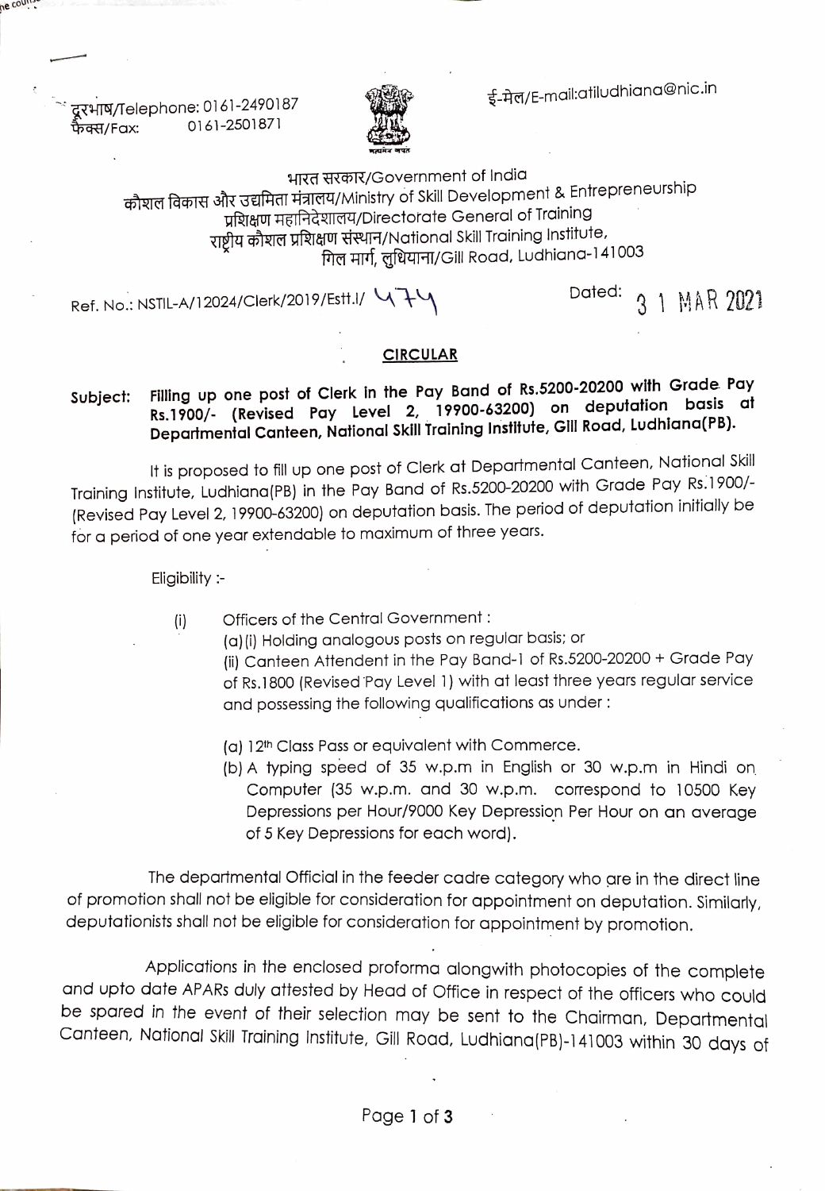दूरभाष/Telephone: 0161-2490187
फैक्स/Fax: 0161-2501871

ई-मेल/E-mail:atiludhiana@nic.in

भारत सरकार/Government of India
कौशल विकास और उद्यमिता मंत्रालय/Ministry of Skill Development & Entrepreneurship
प्रशिक्षण महानिदेशालय/Directorate General of Training
राष्ट्रीय कौशल प्रशिक्षण संस्थान/National Skill Training Institute,
गिल मार्ग, लुधियाना/Gill Road, Ludhiana-141003

Ref. No.: NSTIL-A/12024/Clerk/2019/Estt.I/ 474

Dated: 31 MAR 2021

## CIRCULAR

**Subject: Filling up one post of Clerk in the Pay Band of Rs.5200-20200 with Grade Pay Rs.1900/- (Revised Pay Level 2, 19900-63200) on deputation basis at Departmental Canteen, National Skill Training Institute, Gill Road, Ludhiana(PB).**

It is proposed to fill up one post of Clerk at Departmental Canteen, National Skill Training Institute, Ludhiana(PB) in the Pay Band of Rs.5200-20200 with Grade Pay Rs.1900/- (Revised Pay Level 2, 19900-63200) on deputation basis. The period of deputation initially be for a period of one year extendable to maximum of three years.

Eligibility :-

(i) Officers of the Central Government :

(a)(i) Holding analogous posts on regular basis; or

(ii) Canteen Attendent in the Pay Band-1 of Rs.5200-20200 + Grade Pay of Rs.1800 (Revised Pay Level 1) with at least three years regular service and possessing the following qualifications as under :

(a) 12th Class Pass or equivalent with Commerce.

(b) A typing speed of 35 w.p.m in English or 30 w.p.m in Hindi on Computer (35 w.p.m. and 30 w.p.m. correspond to 10500 Key Depressions per Hour/9000 Key Depression Per Hour on an average of 5 Key Depressions for each word).

The departmental Official in the feeder cadre category who are in the direct line of promotion shall not be eligible for consideration for appointment on deputation. Similarly, deputationists shall not be eligible for consideration for appointment by promotion.

Applications in the enclosed proforma alongwith photocopies of the complete and upto date APARs duly attested by Head of Office in respect of the officers who could be spared in the event of their selection may be sent to the Chairman, Departmental Canteen, National Skill Training Institute, Gill Road, Ludhiana(PB)-141003 within 30 days of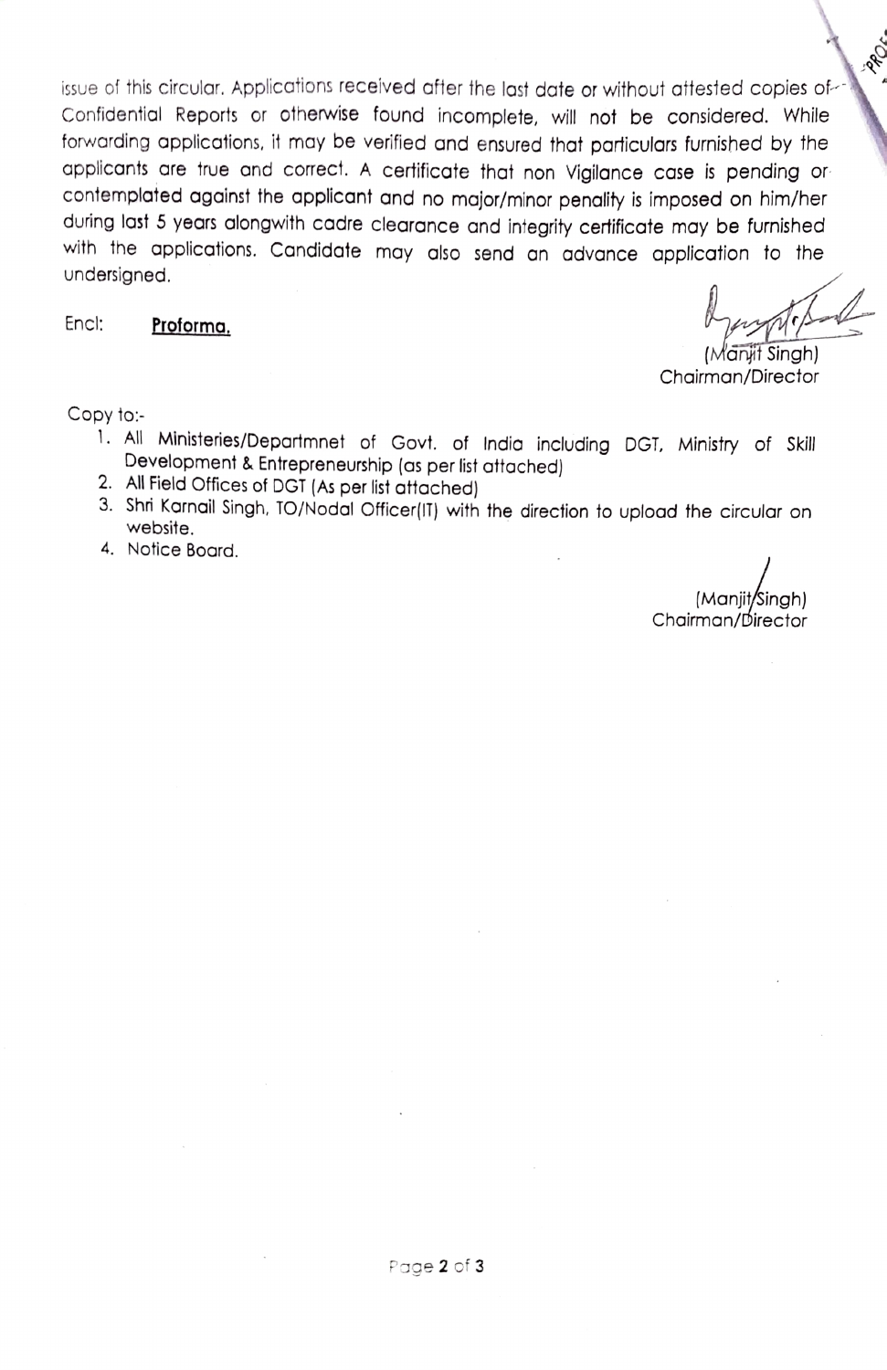issue of this circular. Applications received after the last date or without attested copies of Confidential Reports or otherwise found incomplete, will not be considered. While forwarding applications, it may be verified and ensured that particulars furnished by the applicants are true and correct. A certificate that non Vigilance case is pending or contemplated against the applicant and no major/minor penality is imposed on him/her during last 5 years alongwith cadre clearance and integrity certificate may be furnished with the applications. Candidate may also send an advance application to the undersigned.

Encl: **Proforma.**

(Manjit Singh)
Chairman/Director

Copy to:-

1. All Ministeries/Departmnet of Govt. of India including DGT, Ministry of Skill Development & Entrepreneurship (as per list attached)
2. All Field Offices of DGT (As per list attached)
3. Shri Karnail Singh, TO/Nodal Officer(IT) with the direction to upload the circular on website.
4. Notice Board.

(Manjit Singh)
Chairman/Director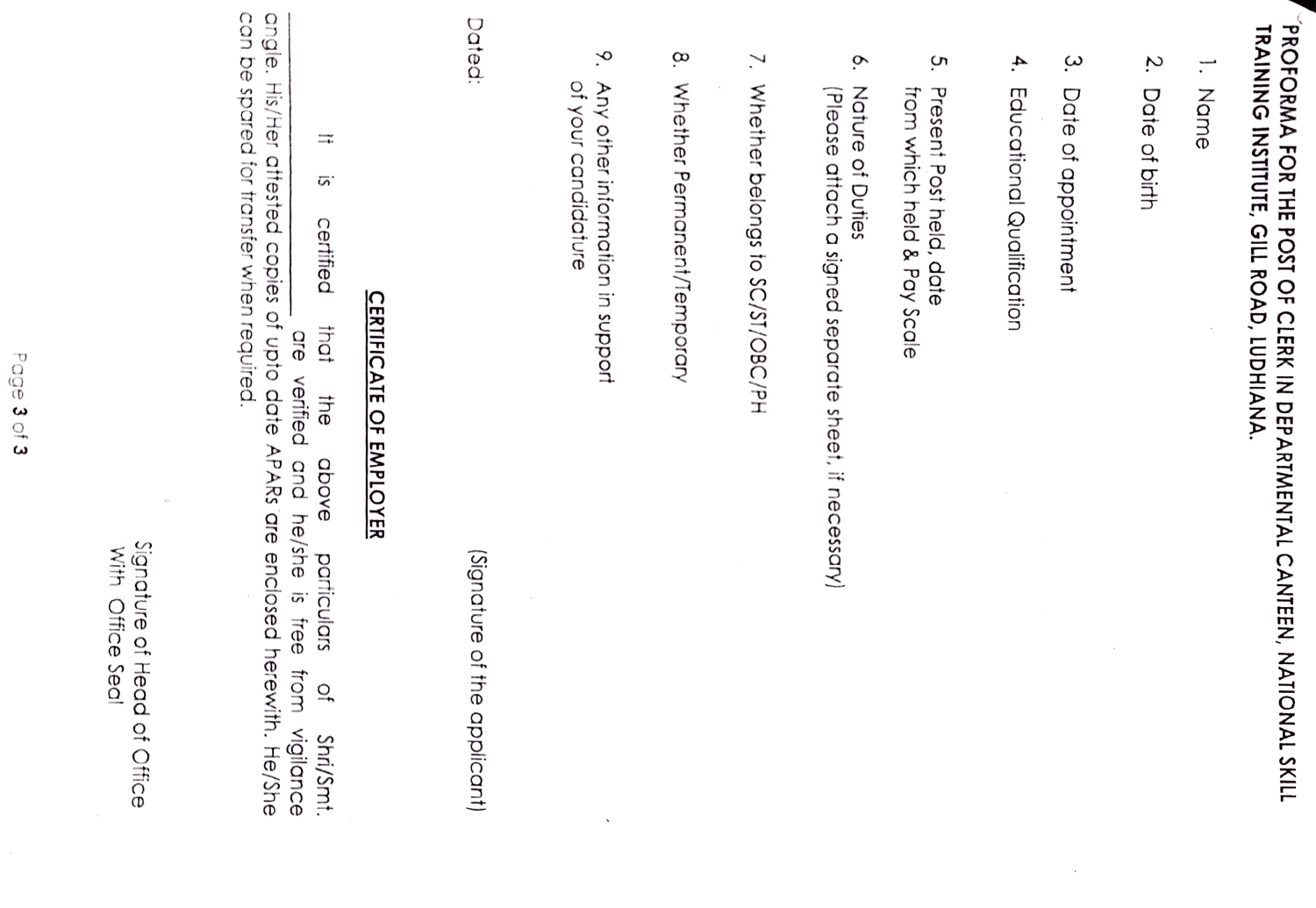# PROFORMA FOR THE POST OF CLERK IN DEPARTMENTAL CANTEEN, NATIONAL SKILL TRAINING INSTITUTE, GILL ROAD, LUDHIANA.

1. Name
2. Date of birth
3. Date of appointment
4. Educational Qualification
5. Present Post held, date from which held & Pay Scale
6. Nature of Duties (Please attach a signed separate sheet, if necessary)
7. Whether belongs to SC/ST/OBC/PH
8. Whether Permanent/Temporary
9. Any other information in support of your candidature

Dated: (Signature of the applicant)

## CERTIFICATE OF EMPLOYER

It is certified that the above particulars of Shri/Smt. ____________ are verified and he/she is free from vigilance angle. His/Her attested copies of upto date APARs are enclosed herewith. He/She can be spared for transfer when required.

Signature of Head of Office
With Office Seal